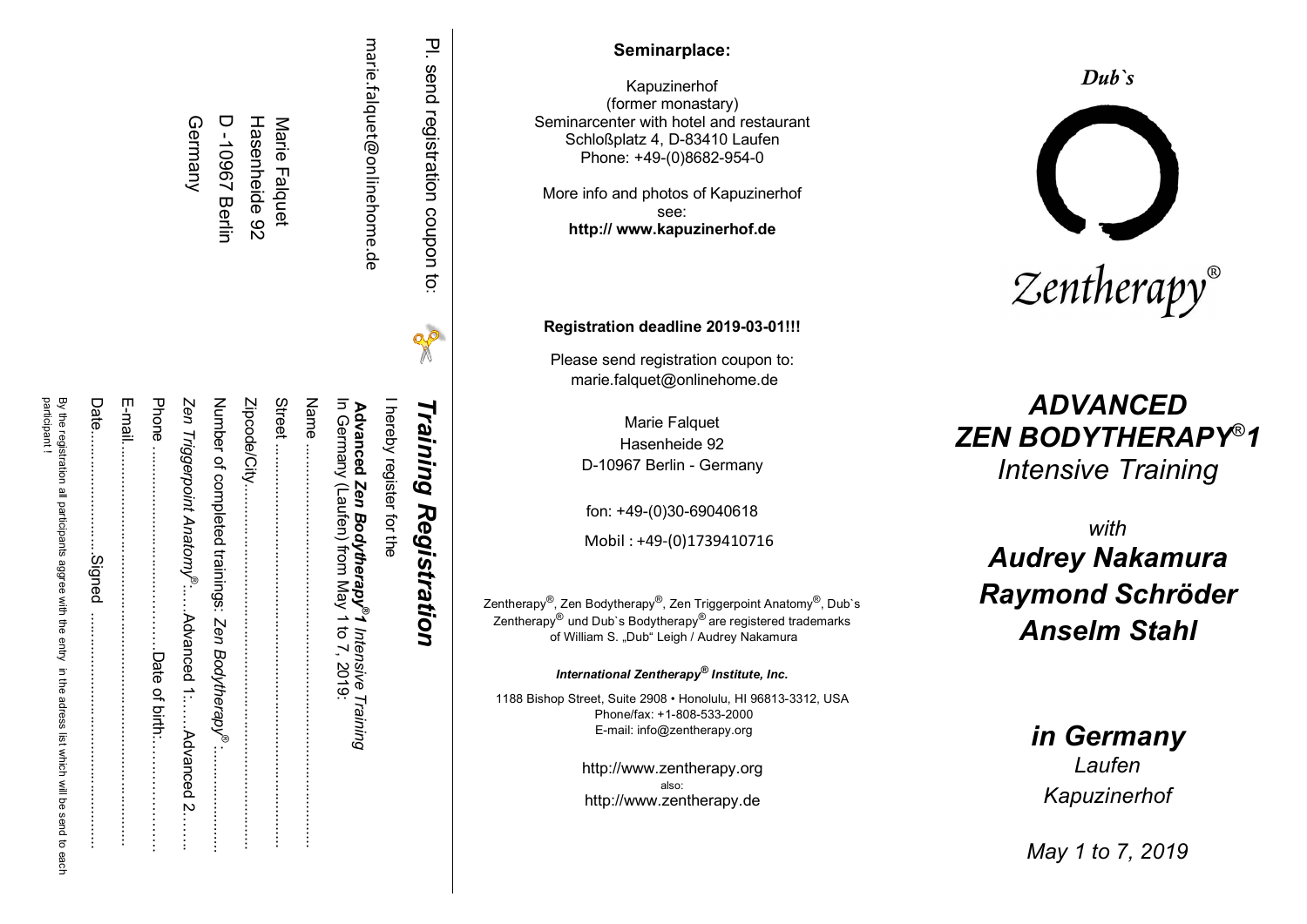Pl. send registration coupon to:

marie.falquet@onlinehome.de

Marie Falquet
Hasenheide 92
D - 10967 Berlin
Germany

## *Training Registration*

I hereby register for the

***Advanced Zen Bodytherapy®1*** *Intensive Training*
In Germany (Laufen) from May 1 to 7, 2019:

Name ……………………………………………………

Street ……………………………………………………

Zipcode/City……………………………………………

Number of completed trainings: *Zen Bodytherapy®* ………

*Zen Triggerpoint Anatomy®*……Advanced 1……Advanced 2……

Phone ……………………………Date of birth:……………

E-mail……………………………………………………

Date……………………Signed ……………………………

By the registration all participants aggree with the entry in the adress list which will be send to each participant !

**Seminarplace:**

Kapuzinerhof
(former monastary)
Seminarcenter with hotel and restaurant
Schloßplatz 4, D-83410 Laufen
Phone: +49-(0)8682-954-0

More info and photos of Kapuzinerhof
see:
**http:// www.kapuzinerhof.de**

**Registration deadline 2019-03-01!!!**

Please send registration coupon to:
marie.falquet@onlinehome.de

Marie Falquet
Hasenheide 92
D-10967 Berlin - Germany

fon: +49-(0)30-69040618

Mobil : +49-(0)1739410716

Zentherapy®, Zen Bodytherapy®, Zen Triggerpoint Anatomy®, Dub`s Zentherapy® und Dub`s Bodytherapy® are registered trademarks of William S. „Dub" Leigh / Audrey Nakamura

***International Zentherapy® Institute, Inc.***

1188 Bishop Street, Suite 2908 • Honolulu, HI 96813-3312, USA
Phone/fax: +1-808-533-2000
E-mail: info@zentherapy.org

http://www.zentherapy.org
also:
http://www.zentherapy.de

*Dub`s*

Zentherapy®

# *ADVANCED ZEN BODYTHERAPY®1*

## *Intensive Training*

*with*

## *Audrey Nakamura*
## *Raymond Schröder*
## *Anselm Stahl*

## *in Germany*

*Laufen*

*Kapuzinerhof*

*May 1 to 7, 2019*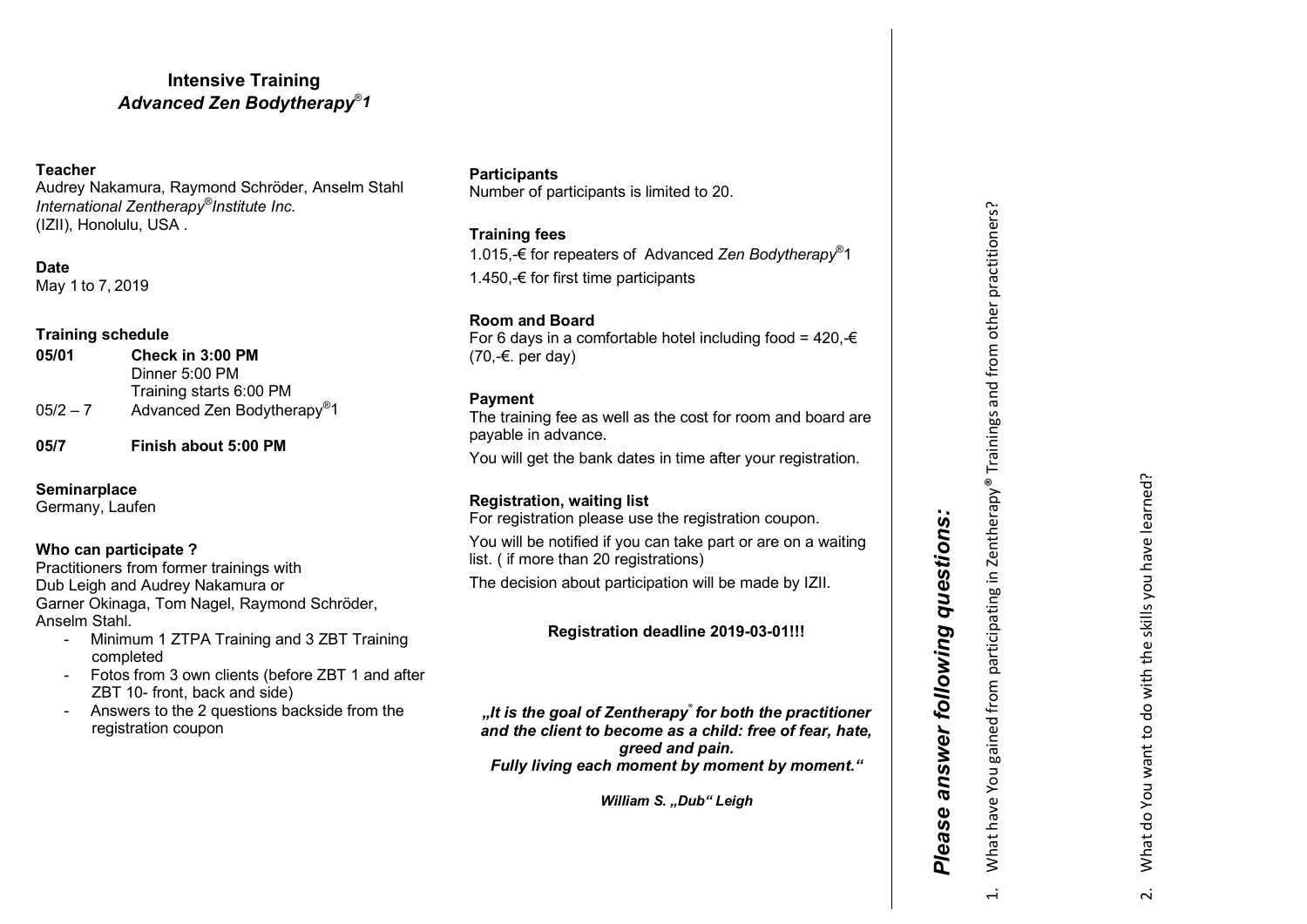## Intensive Training
### *Advanced Zen Bodytherapy®1*

**Teacher**
Audrey Nakamura, Raymond Schröder, Anselm Stahl
*International Zentherapy®Institute Inc.*
(IZII), Honolulu, USA .

**Date**
May 1 to 7, 2019

**Training schedule**

| | |
|---|---|
| **05/01** | **Check in 3:00 PM** |
| | Dinner 5:00 PM |
| | Training starts 6:00 PM |
| 05/2 – 7 | Advanced Zen Bodytherapy®1 |
| **05/7** | **Finish about 5:00 PM** |

**Seminarplace**
Germany, Laufen

**Who can participate ?**
Practitioners from former trainings with
Dub Leigh and Audrey Nakamura or
Garner Okinaga, Tom Nagel, Raymond Schröder,
Anselm Stahl.

- Minimum 1 ZTPA Training and 3 ZBT Training completed
- Fotos from 3 own clients (before ZBT 1 and after ZBT 10- front, back and side)
- Answers to the 2 questions backside from the registration coupon

**Participants**
Number of participants is limited to 20.

**Training fees**
1.015,-€ for repeaters of Advanced *Zen Bodytherapy®*1
1.450,-€ for first time participants

**Room and Board**
For 6 days in a comfortable hotel including food = 420,-€
(70,-€. per day)

**Payment**
The training fee as well as the cost for room and board are payable in advance.

You will get the bank dates in time after your registration.

**Registration, waiting list**
For registration please use the registration coupon.

You will be notified if you can take part or are on a waiting list. ( if more than 20 registrations)

The decision about participation will be made by IZII.

**Registration deadline 2019-03-01!!!**

***„It is the goal of Zentherapy® for both the practitioner and the client to become as a child: free of fear, hate, greed and pain.***
***Fully living each moment by moment by moment.“***

***William S. „Dub“ Leigh***

***Please answer following questions:***

1. What have You gained from participating in Zentherapy® Trainings and from other practitioners?

2. What do You want to do with the skills you have learned?